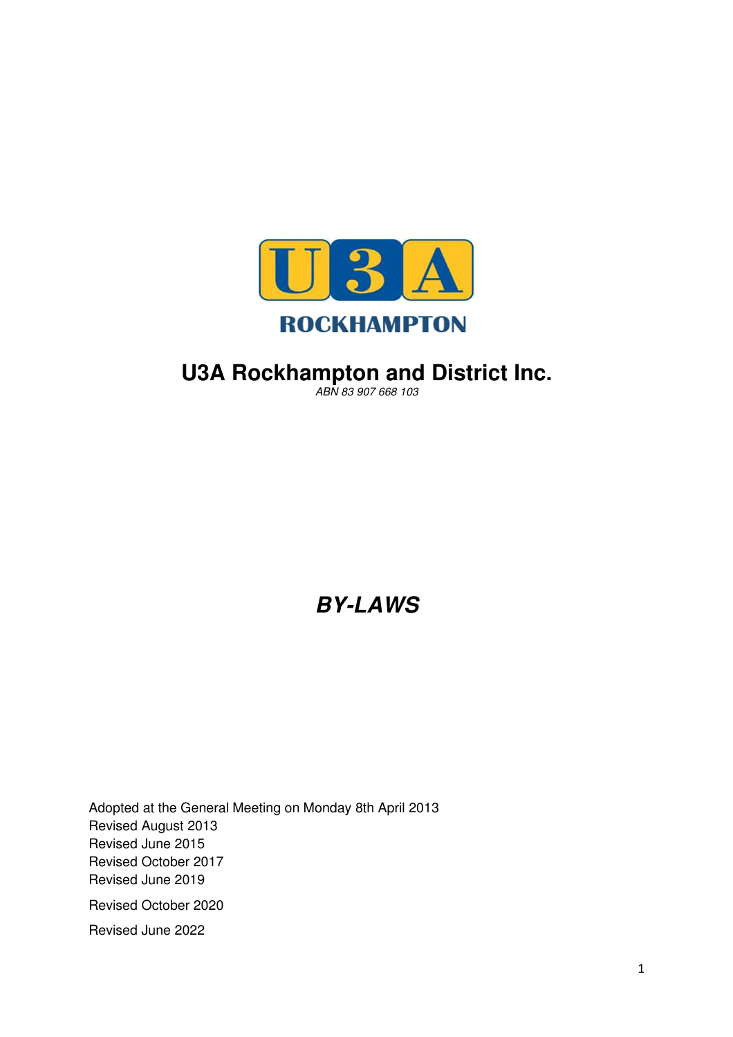# U3A Rockhampton and District Inc.

*ABN 83 907 668 103*

## *BY-LAWS*

Adopted at the General Meeting on Monday 8th April 2013
Revised August 2013
Revised June 2015
Revised October 2017
Revised June 2019

Revised October 2020

Revised June 2022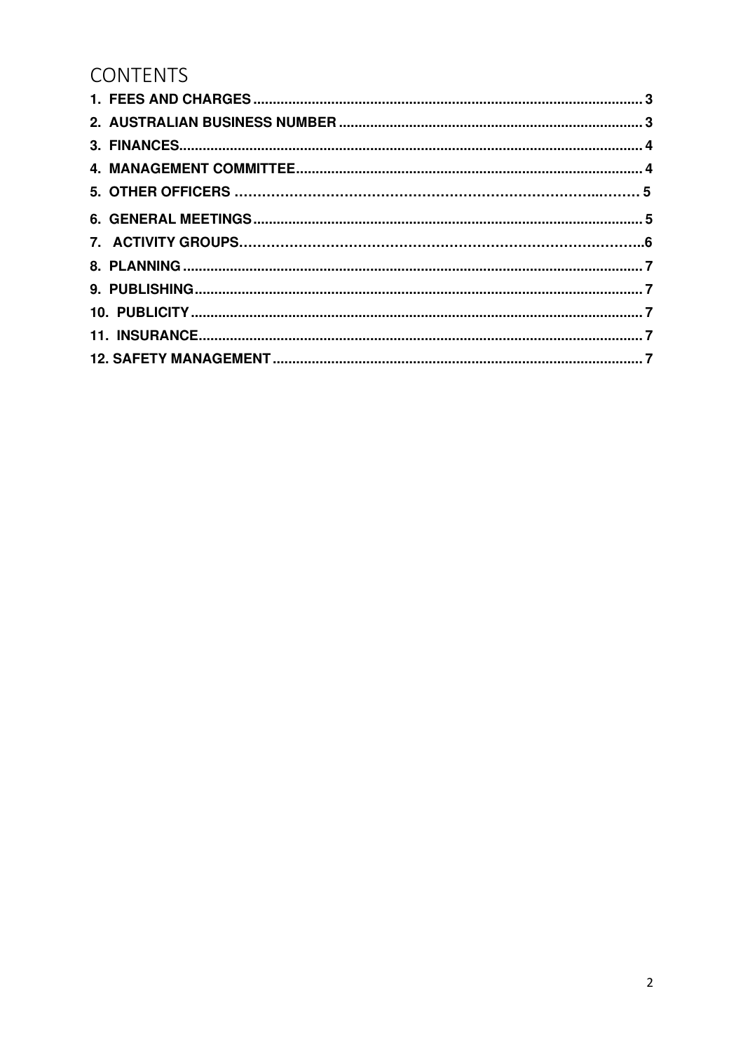# CONTENTS

| | |
|---|---|
| 1. FEES AND CHARGES | 3 |
| 2. AUSTRALIAN BUSINESS NUMBER | 3 |
| 3. FINANCES | 4 |
| 4. MANAGEMENT COMMITTEE | 4 |
| 5. OTHER OFFICERS | 5 |
| 6. GENERAL MEETINGS | 5 |
| 7. ACTIVITY GROUPS | 6 |
| 8. PLANNING | 7 |
| 9. PUBLISHING | 7 |
| 10. PUBLICITY | 7 |
| 11. INSURANCE | 7 |
| 12. SAFETY MANAGEMENT | 7 |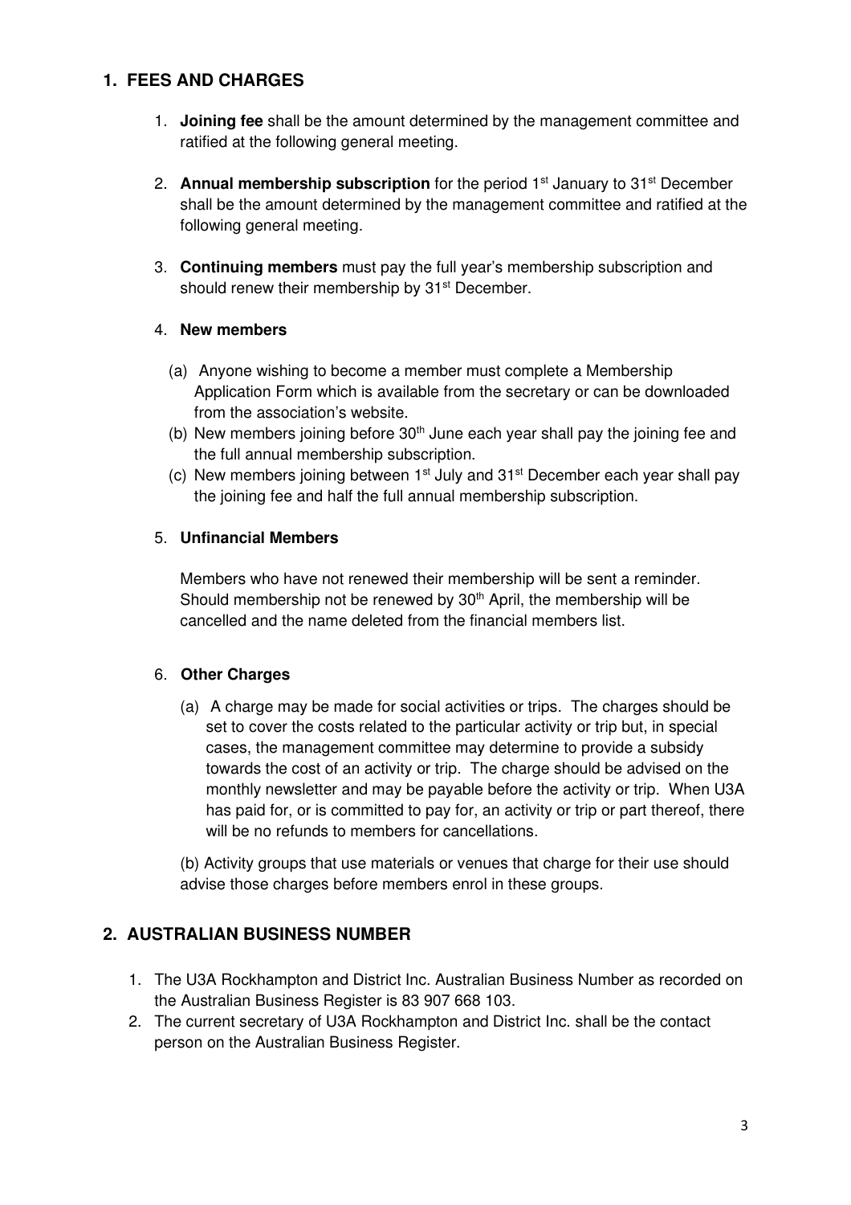## 1. FEES AND CHARGES

1. **Joining fee** shall be the amount determined by the management committee and ratified at the following general meeting.

2. **Annual membership subscription** for the period 1st January to 31st December shall be the amount determined by the management committee and ratified at the following general meeting.

3. **Continuing members** must pay the full year's membership subscription and should renew their membership by 31st December.

4. **New members**

   (a) Anyone wishing to become a member must complete a Membership Application Form which is available from the secretary or can be downloaded from the association's website.
   
   (b) New members joining before 30th June each year shall pay the joining fee and the full annual membership subscription.
   
   (c) New members joining between 1st July and 31st December each year shall pay the joining fee and half the full annual membership subscription.

5. **Unfinancial Members**

   Members who have not renewed their membership will be sent a reminder. Should membership not be renewed by 30th April, the membership will be cancelled and the name deleted from the financial members list.

6. **Other Charges**

   (a) A charge may be made for social activities or trips. The charges should be set to cover the costs related to the particular activity or trip but, in special cases, the management committee may determine to provide a subsidy towards the cost of an activity or trip. The charge should be advised on the monthly newsletter and may be payable before the activity or trip. When U3A has paid for, or is committed to pay for, an activity or trip or part thereof, there will be no refunds to members for cancellations.

   (b) Activity groups that use materials or venues that charge for their use should advise those charges before members enrol in these groups.

## 2. AUSTRALIAN BUSINESS NUMBER

1. The U3A Rockhampton and District Inc. Australian Business Number as recorded on the Australian Business Register is 83 907 668 103.
2. The current secretary of U3A Rockhampton and District Inc. shall be the contact person on the Australian Business Register.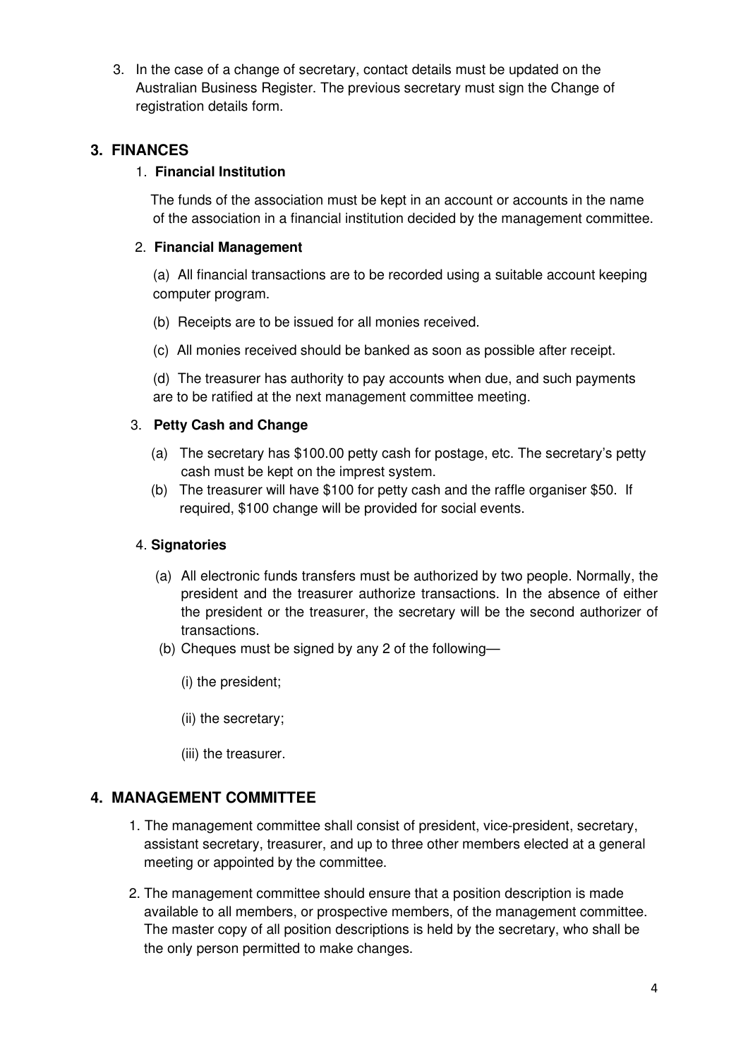3. In the case of a change of secretary, contact details must be updated on the Australian Business Register. The previous secretary must sign the Change of registration details form.

## 3. FINANCES

### 1. Financial Institution

The funds of the association must be kept in an account or accounts in the name of the association in a financial institution decided by the management committee.

### 2. Financial Management

(a) All financial transactions are to be recorded using a suitable account keeping computer program.

(b) Receipts are to be issued for all monies received.

(c) All monies received should be banked as soon as possible after receipt.

(d) The treasurer has authority to pay accounts when due, and such payments are to be ratified at the next management committee meeting.

### 3. Petty Cash and Change

(a) The secretary has $100.00 petty cash for postage, etc. The secretary's petty cash must be kept on the imprest system.

(b) The treasurer will have $100 for petty cash and the raffle organiser $50. If required, $100 change will be provided for social events.

### 4. Signatories

(a) All electronic funds transfers must be authorized by two people. Normally, the president and the treasurer authorize transactions. In the absence of either the president or the treasurer, the secretary will be the second authorizer of transactions.

(b) Cheques must be signed by any 2 of the following—

(i) the president;

(ii) the secretary;

(iii) the treasurer.

## 4. MANAGEMENT COMMITTEE

1. The management committee shall consist of president, vice-president, secretary, assistant secretary, treasurer, and up to three other members elected at a general meeting or appointed by the committee.

2. The management committee should ensure that a position description is made available to all members, or prospective members, of the management committee. The master copy of all position descriptions is held by the secretary, who shall be the only person permitted to make changes.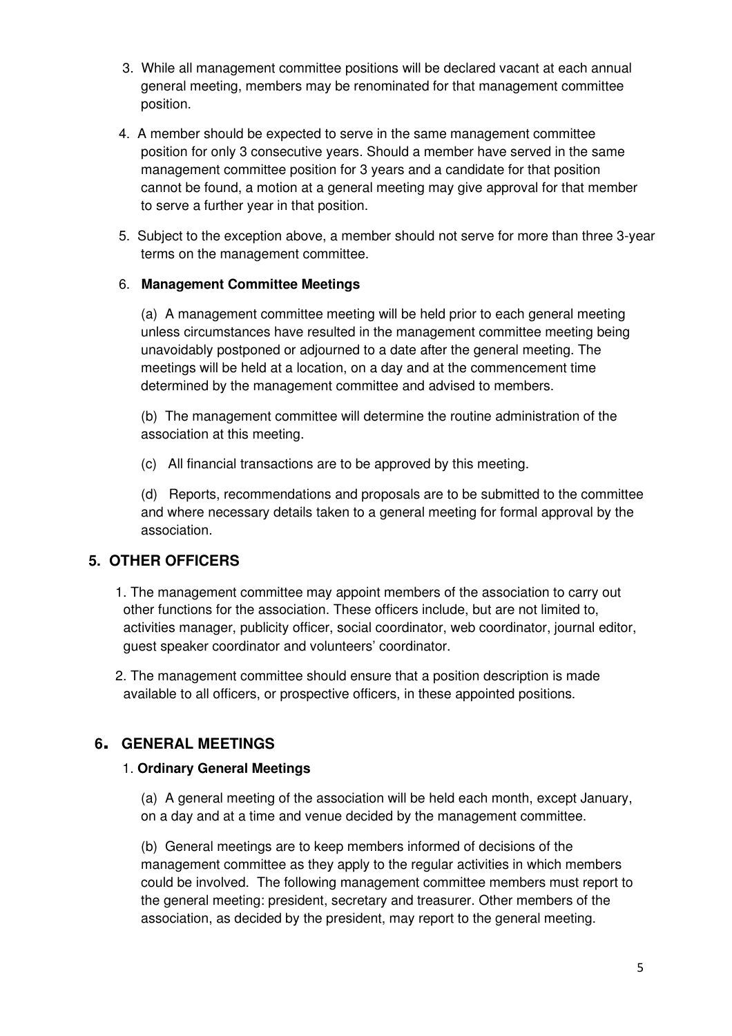3. While all management committee positions will be declared vacant at each annual general meeting, members may be renominated for that management committee position.

4. A member should be expected to serve in the same management committee position for only 3 consecutive years. Should a member have served in the same management committee position for 3 years and a candidate for that position cannot be found, a motion at a general meeting may give approval for that member to serve a further year in that position.

5. Subject to the exception above, a member should not serve for more than three 3-year terms on the management committee.

6. **Management Committee Meetings**

   (a) A management committee meeting will be held prior to each general meeting unless circumstances have resulted in the management committee meeting being unavoidably postponed or adjourned to a date after the general meeting. The meetings will be held at a location, on a day and at the commencement time determined by the management committee and advised to members.

   (b) The management committee will determine the routine administration of the association at this meeting.

   (c) All financial transactions are to be approved by this meeting.

   (d) Reports, recommendations and proposals are to be submitted to the committee and where necessary details taken to a general meeting for formal approval by the association.

## 5. OTHER OFFICERS

1. The management committee may appoint members of the association to carry out other functions for the association. These officers include, but are not limited to, activities manager, publicity officer, social coordinator, web coordinator, journal editor, guest speaker coordinator and volunteers' coordinator.

2. The management committee should ensure that a position description is made available to all officers, or prospective officers, in these appointed positions.

## 6. GENERAL MEETINGS

1. **Ordinary General Meetings**

   (a) A general meeting of the association will be held each month, except January, on a day and at a time and venue decided by the management committee.

   (b) General meetings are to keep members informed of decisions of the management committee as they apply to the regular activities in which members could be involved. The following management committee members must report to the general meeting: president, secretary and treasurer. Other members of the association, as decided by the president, may report to the general meeting.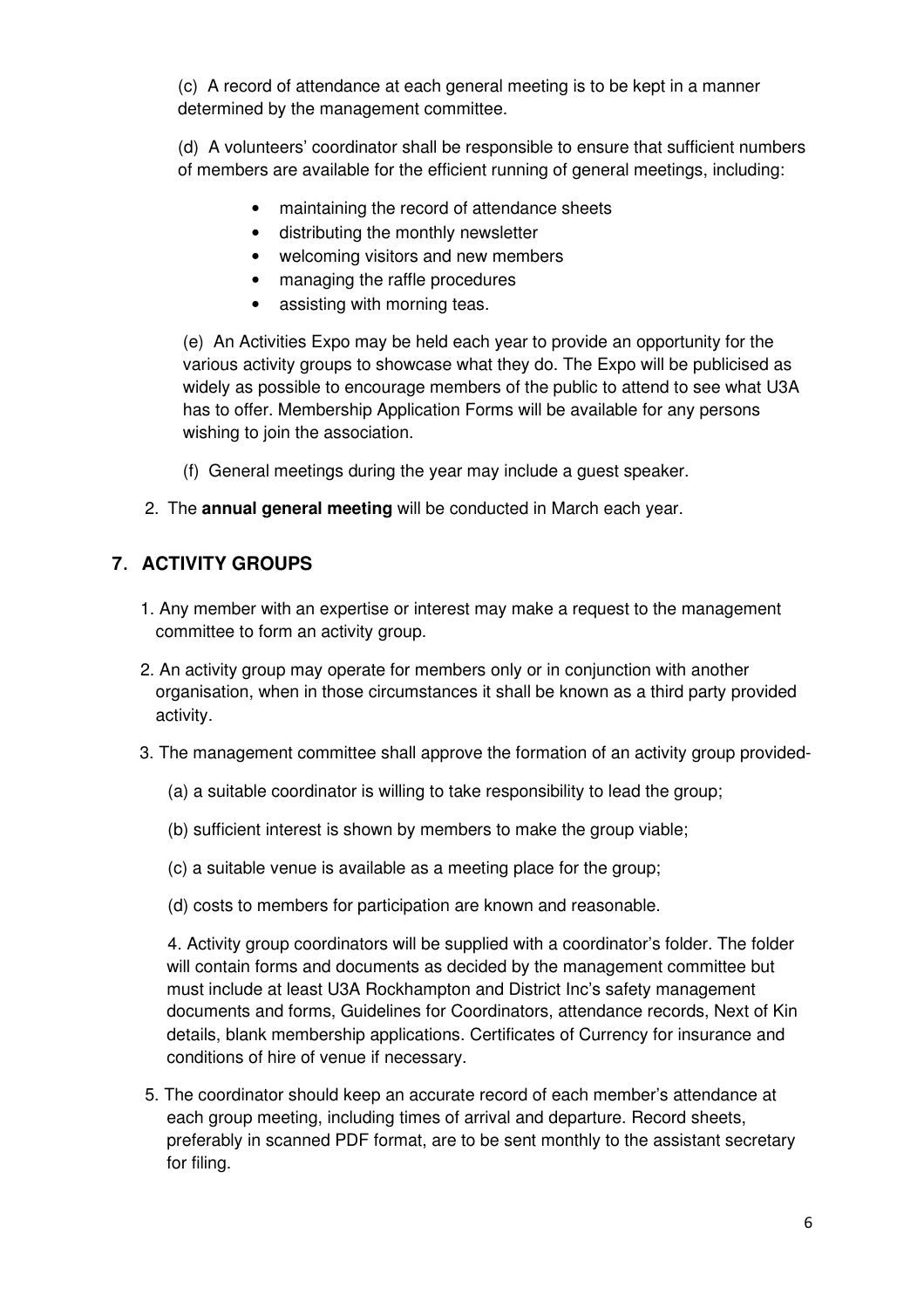(c) A record of attendance at each general meeting is to be kept in a manner determined by the management committee.

(d) A volunteers' coordinator shall be responsible to ensure that sufficient numbers of members are available for the efficient running of general meetings, including:

- maintaining the record of attendance sheets
- distributing the monthly newsletter
- welcoming visitors and new members
- managing the raffle procedures
- assisting with morning teas.

(e) An Activities Expo may be held each year to provide an opportunity for the various activity groups to showcase what they do. The Expo will be publicised as widely as possible to encourage members of the public to attend to see what U3A has to offer. Membership Application Forms will be available for any persons wishing to join the association.

(f) General meetings during the year may include a guest speaker.

2. The **annual general meeting** will be conducted in March each year.

## 7. ACTIVITY GROUPS

1. Any member with an expertise or interest may make a request to the management committee to form an activity group.

2. An activity group may operate for members only or in conjunction with another organisation, when in those circumstances it shall be known as a third party provided activity.

3. The management committee shall approve the formation of an activity group provided-

   (a) a suitable coordinator is willing to take responsibility to lead the group;

   (b) sufficient interest is shown by members to make the group viable;

   (c) a suitable venue is available as a meeting place for the group;

   (d) costs to members for participation are known and reasonable.

4. Activity group coordinators will be supplied with a coordinator's folder. The folder will contain forms and documents as decided by the management committee but must include at least U3A Rockhampton and District Inc's safety management documents and forms, Guidelines for Coordinators, attendance records, Next of Kin details, blank membership applications. Certificates of Currency for insurance and conditions of hire of venue if necessary.

5. The coordinator should keep an accurate record of each member's attendance at each group meeting, including times of arrival and departure. Record sheets, preferably in scanned PDF format, are to be sent monthly to the assistant secretary for filing.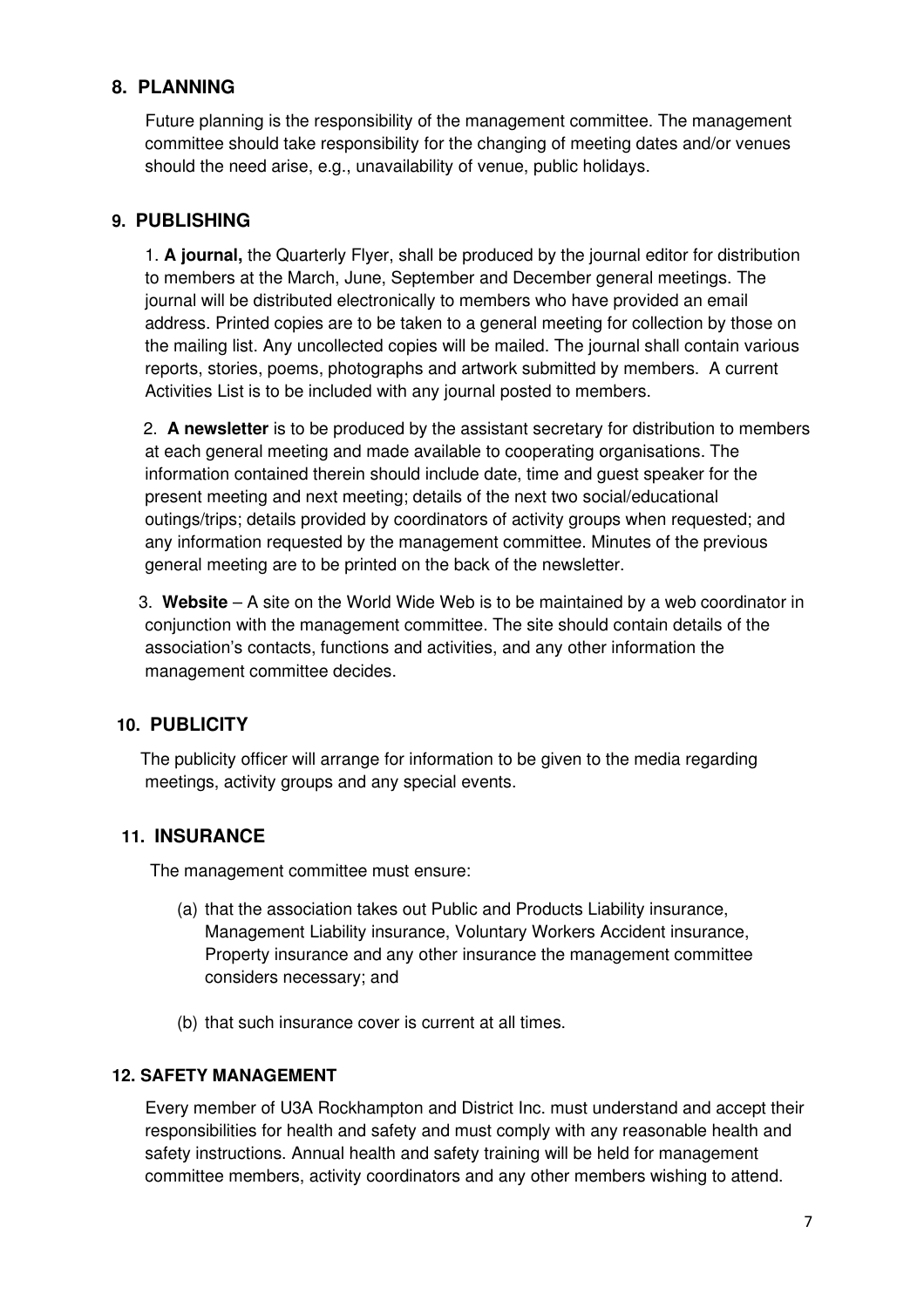## 8. PLANNING

Future planning is the responsibility of the management committee. The management committee should take responsibility for the changing of meeting dates and/or venues should the need arise, e.g., unavailability of venue, public holidays.

## 9. PUBLISHING

1. **A journal,** the Quarterly Flyer, shall be produced by the journal editor for distribution to members at the March, June, September and December general meetings. The journal will be distributed electronically to members who have provided an email address. Printed copies are to be taken to a general meeting for collection by those on the mailing list. Any uncollected copies will be mailed. The journal shall contain various reports, stories, poems, photographs and artwork submitted by members. A current Activities List is to be included with any journal posted to members.

2. **A newsletter** is to be produced by the assistant secretary for distribution to members at each general meeting and made available to cooperating organisations. The information contained therein should include date, time and guest speaker for the present meeting and next meeting; details of the next two social/educational outings/trips; details provided by coordinators of activity groups when requested; and any information requested by the management committee. Minutes of the previous general meeting are to be printed on the back of the newsletter.

3. **Website** – A site on the World Wide Web is to be maintained by a web coordinator in conjunction with the management committee. The site should contain details of the association's contacts, functions and activities, and any other information the management committee decides.

## 10. PUBLICITY

The publicity officer will arrange for information to be given to the media regarding meetings, activity groups and any special events.

## 11. INSURANCE

The management committee must ensure:

(a) that the association takes out Public and Products Liability insurance, Management Liability insurance, Voluntary Workers Accident insurance, Property insurance and any other insurance the management committee considers necessary; and

(b) that such insurance cover is current at all times.

## 12. SAFETY MANAGEMENT

Every member of U3A Rockhampton and District Inc. must understand and accept their responsibilities for health and safety and must comply with any reasonable health and safety instructions. Annual health and safety training will be held for management committee members, activity coordinators and any other members wishing to attend.